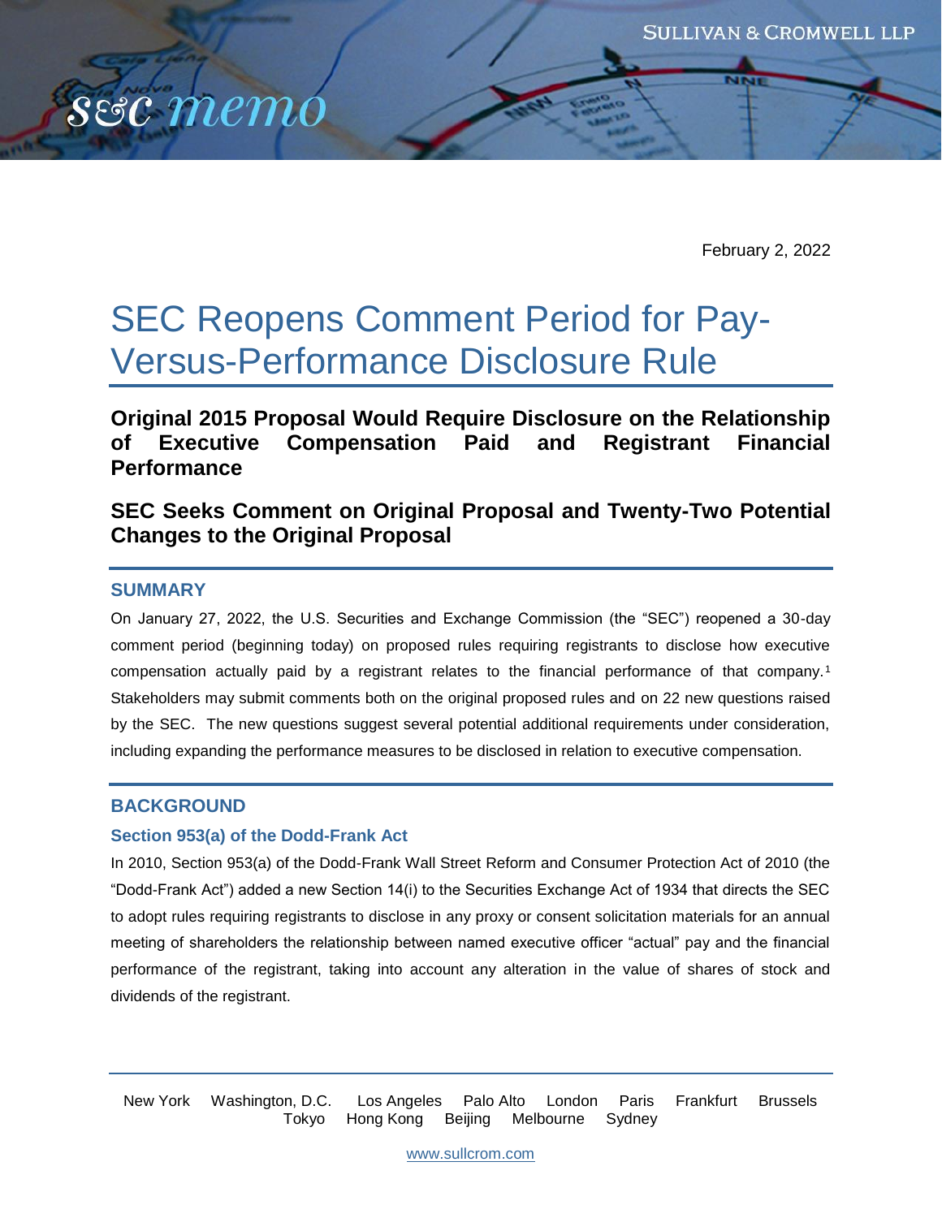February 2, 2022

# SEC Reopens Comment Period for Pay-Versus-Performance Disclosure Rule

**Original 2015 Proposal Would Require Disclosure on the Relationship of Executive Compensation Paid and Registrant Financial Performance**

**SEC Seeks Comment on Original Proposal and Twenty-Two Potential Changes to the Original Proposal**

## SUMMARY

On January 27, 2022, the U.S. Securities and Exchange Commission (the "SEC") reopened a 30-day comment period (beginning today) on proposed rules requiring registrants to disclose how executive compensation actually paid by a registrant relates to the financial performance of that company.[1] Stakeholders may submit comments both on the original proposed rules and on 22 new questions raised by the SEC. The new questions suggest several potential additional requirements under consideration, including expanding the performance measures to be disclosed in relation to executive compensation.

## BACKGROUND

### Section 953(a) of the Dodd-Frank Act

In 2010, Section 953(a) of the Dodd-Frank Wall Street Reform and Consumer Protection Act of 2010 (the "Dodd-Frank Act") added a new Section 14(i) to the Securities Exchange Act of 1934 that directs the SEC to adopt rules requiring registrants to disclose in any proxy or consent solicitation materials for an annual meeting of shareholders the relationship between named executive officer "actual" pay and the financial performance of the registrant, taking into account any alteration in the value of shares of stock and dividends of the registrant.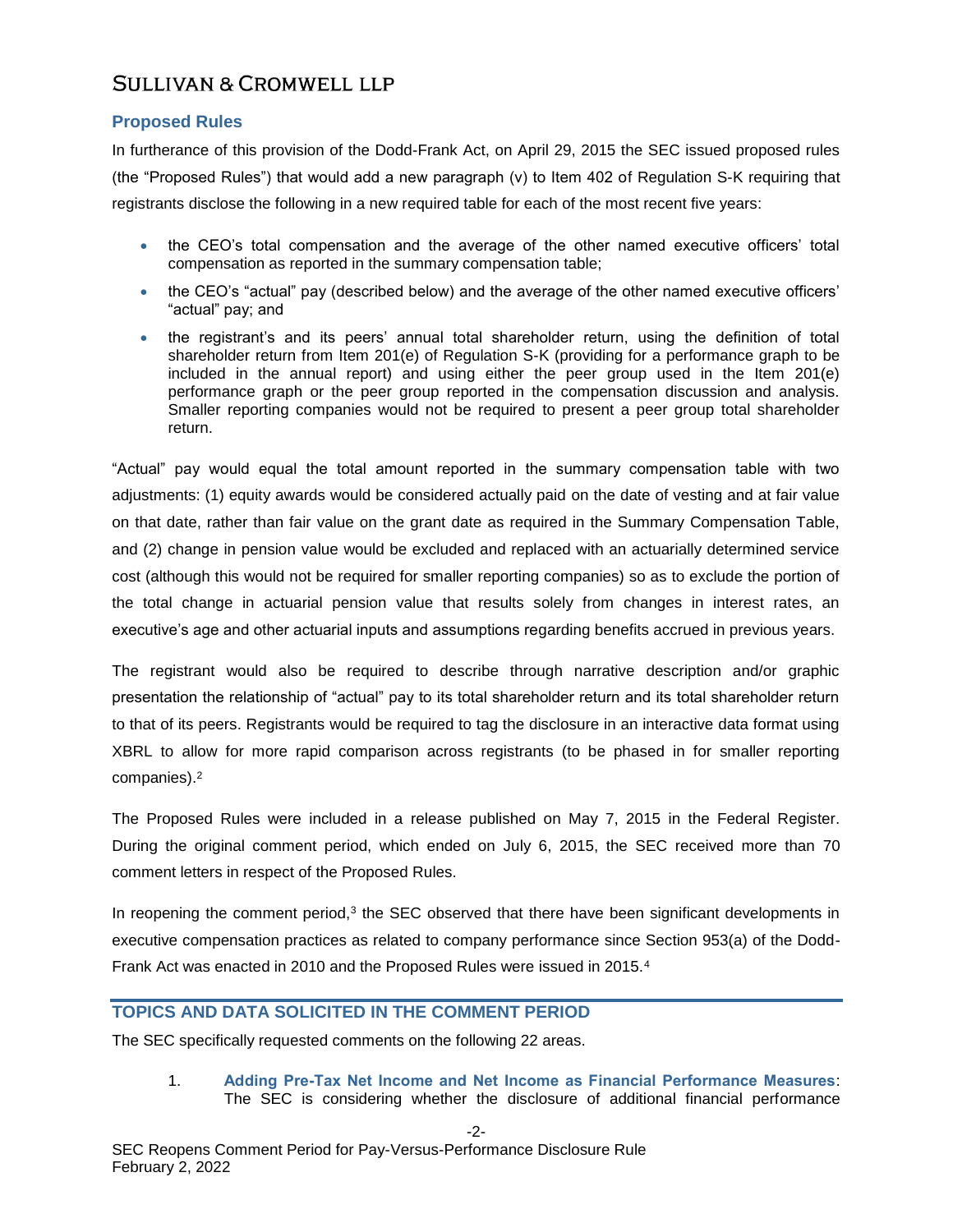## Proposed Rules

In furtherance of this provision of the Dodd-Frank Act, on April 29, 2015 the SEC issued proposed rules (the "Proposed Rules") that would add a new paragraph (v) to Item 402 of Regulation S-K requiring that registrants disclose the following in a new required table for each of the most recent five years:

- the CEO's total compensation and the average of the other named executive officers' total compensation as reported in the summary compensation table;
- the CEO's "actual" pay (described below) and the average of the other named executive officers' "actual" pay; and
- the registrant's and its peers' annual total shareholder return, using the definition of total shareholder return from Item 201(e) of Regulation S-K (providing for a performance graph to be included in the annual report) and using either the peer group used in the Item 201(e) performance graph or the peer group reported in the compensation discussion and analysis. Smaller reporting companies would not be required to present a peer group total shareholder return.

"Actual" pay would equal the total amount reported in the summary compensation table with two adjustments: (1) equity awards would be considered actually paid on the date of vesting and at fair value on that date, rather than fair value on the grant date as required in the Summary Compensation Table, and (2) change in pension value would be excluded and replaced with an actuarially determined service cost (although this would not be required for smaller reporting companies) so as to exclude the portion of the total change in actuarial pension value that results solely from changes in interest rates, an executive's age and other actuarial inputs and assumptions regarding benefits accrued in previous years.

The registrant would also be required to describe through narrative description and/or graphic presentation the relationship of "actual" pay to its total shareholder return and its total shareholder return to that of its peers. Registrants would be required to tag the disclosure in an interactive data format using XBRL to allow for more rapid comparison across registrants (to be phased in for smaller reporting companies).[2]

The Proposed Rules were included in a release published on May 7, 2015 in the Federal Register. During the original comment period, which ended on July 6, 2015, the SEC received more than 70 comment letters in respect of the Proposed Rules.

In reopening the comment period,[3] the SEC observed that there have been significant developments in executive compensation practices as related to company performance since Section 953(a) of the Dodd-Frank Act was enacted in 2010 and the Proposed Rules were issued in 2015.[4]

## TOPICS AND DATA SOLICITED IN THE COMMENT PERIOD

The SEC specifically requested comments on the following 22 areas.

1. **Adding Pre-Tax Net Income and Net Income as Financial Performance Measures**: The SEC is considering whether the disclosure of additional financial performance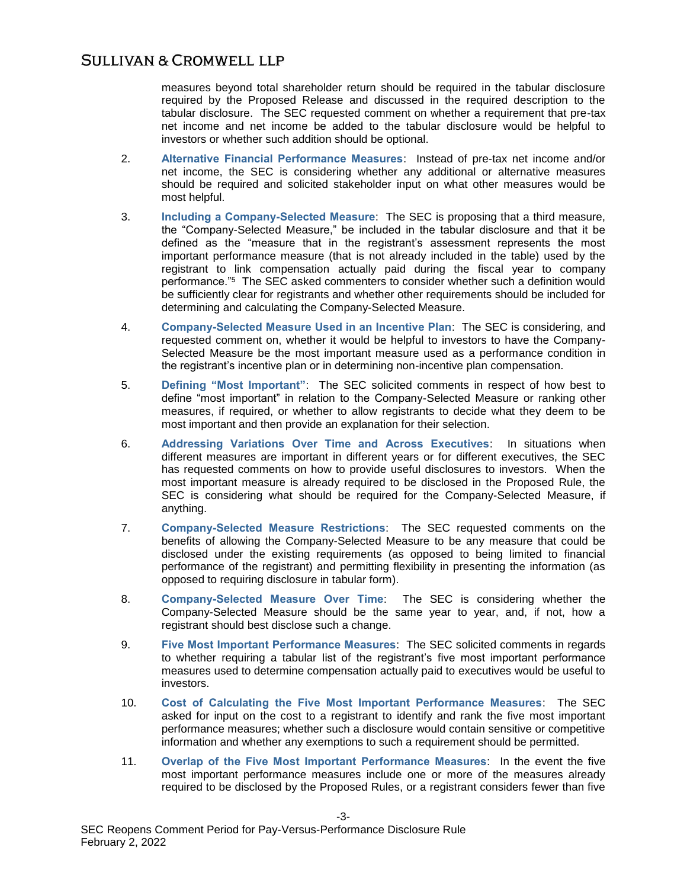measures beyond total shareholder return should be required in the tabular disclosure required by the Proposed Release and discussed in the required description to the tabular disclosure. The SEC requested comment on whether a requirement that pre-tax net income and net income be added to the tabular disclosure would be helpful to investors or whether such addition should be optional.

2. **Alternative Financial Performance Measures**: Instead of pre-tax net income and/or net income, the SEC is considering whether any additional or alternative measures should be required and solicited stakeholder input on what other measures would be most helpful.

3. **Including a Company-Selected Measure**: The SEC is proposing that a third measure, the "Company-Selected Measure," be included in the tabular disclosure and that it be defined as the "measure that in the registrant's assessment represents the most important performance measure (that is not already included in the table) used by the registrant to link compensation actually paid during the fiscal year to company performance."[5] The SEC asked commenters to consider whether such a definition would be sufficiently clear for registrants and whether other requirements should be included for determining and calculating the Company-Selected Measure.

4. **Company-Selected Measure Used in an Incentive Plan**: The SEC is considering, and requested comment on, whether it would be helpful to investors to have the Company-Selected Measure be the most important measure used as a performance condition in the registrant's incentive plan or in determining non-incentive plan compensation.

5. **Defining "Most Important"**: The SEC solicited comments in respect of how best to define "most important" in relation to the Company-Selected Measure or ranking other measures, if required, or whether to allow registrants to decide what they deem to be most important and then provide an explanation for their selection.

6. **Addressing Variations Over Time and Across Executives**: In situations when different measures are important in different years or for different executives, the SEC has requested comments on how to provide useful disclosures to investors. When the most important measure is already required to be disclosed in the Proposed Rule, the SEC is considering what should be required for the Company-Selected Measure, if anything.

7. **Company-Selected Measure Restrictions**: The SEC requested comments on the benefits of allowing the Company-Selected Measure to be any measure that could be disclosed under the existing requirements (as opposed to being limited to financial performance of the registrant) and permitting flexibility in presenting the information (as opposed to requiring disclosure in tabular form).

8. **Company-Selected Measure Over Time**: The SEC is considering whether the Company-Selected Measure should be the same year to year, and, if not, how a registrant should best disclose such a change.

9. **Five Most Important Performance Measures**: The SEC solicited comments in regards to whether requiring a tabular list of the registrant's five most important performance measures used to determine compensation actually paid to executives would be useful to investors.

10. **Cost of Calculating the Five Most Important Performance Measures**: The SEC asked for input on the cost to a registrant to identify and rank the five most important performance measures; whether such a disclosure would contain sensitive or competitive information and whether any exemptions to such a requirement should be permitted.

11. **Overlap of the Five Most Important Performance Measures**: In the event the five most important performance measures include one or more of the measures already required to be disclosed by the Proposed Rules, or a registrant considers fewer than five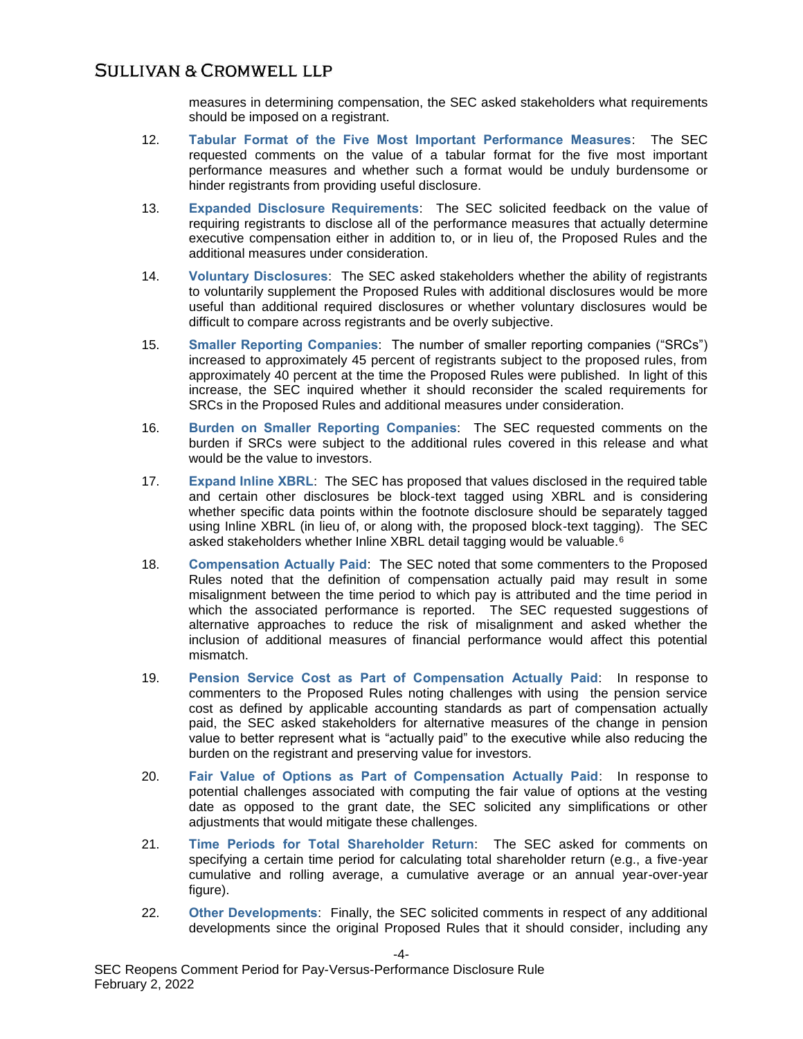measures in determining compensation, the SEC asked stakeholders what requirements should be imposed on a registrant.

12. **Tabular Format of the Five Most Important Performance Measures**: The SEC requested comments on the value of a tabular format for the five most important performance measures and whether such a format would be unduly burdensome or hinder registrants from providing useful disclosure.

13. **Expanded Disclosure Requirements**: The SEC solicited feedback on the value of requiring registrants to disclose all of the performance measures that actually determine executive compensation either in addition to, or in lieu of, the Proposed Rules and the additional measures under consideration.

14. **Voluntary Disclosures**: The SEC asked stakeholders whether the ability of registrants to voluntarily supplement the Proposed Rules with additional disclosures would be more useful than additional required disclosures or whether voluntary disclosures would be difficult to compare across registrants and be overly subjective.

15. **Smaller Reporting Companies**: The number of smaller reporting companies ("SRCs") increased to approximately 45 percent of registrants subject to the proposed rules, from approximately 40 percent at the time the Proposed Rules were published. In light of this increase, the SEC inquired whether it should reconsider the scaled requirements for SRCs in the Proposed Rules and additional measures under consideration.

16. **Burden on Smaller Reporting Companies**: The SEC requested comments on the burden if SRCs were subject to the additional rules covered in this release and what would be the value to investors.

17. **Expand Inline XBRL**: The SEC has proposed that values disclosed in the required table and certain other disclosures be block-text tagged using XBRL and is considering whether specific data points within the footnote disclosure should be separately tagged using Inline XBRL (in lieu of, or along with, the proposed block-text tagging). The SEC asked stakeholders whether Inline XBRL detail tagging would be valuable.[6]

18. **Compensation Actually Paid**: The SEC noted that some commenters to the Proposed Rules noted that the definition of compensation actually paid may result in some misalignment between the time period to which pay is attributed and the time period in which the associated performance is reported. The SEC requested suggestions of alternative approaches to reduce the risk of misalignment and asked whether the inclusion of additional measures of financial performance would affect this potential mismatch.

19. **Pension Service Cost as Part of Compensation Actually Paid**: In response to commenters to the Proposed Rules noting challenges with using the pension service cost as defined by applicable accounting standards as part of compensation actually paid, the SEC asked stakeholders for alternative measures of the change in pension value to better represent what is "actually paid" to the executive while also reducing the burden on the registrant and preserving value for investors.

20. **Fair Value of Options as Part of Compensation Actually Paid**: In response to potential challenges associated with computing the fair value of options at the vesting date as opposed to the grant date, the SEC solicited any simplifications or other adjustments that would mitigate these challenges.

21. **Time Periods for Total Shareholder Return**: The SEC asked for comments on specifying a certain time period for calculating total shareholder return (e.g., a five-year cumulative and rolling average, a cumulative average or an annual year-over-year figure).

22. **Other Developments**: Finally, the SEC solicited comments in respect of any additional developments since the original Proposed Rules that it should consider, including any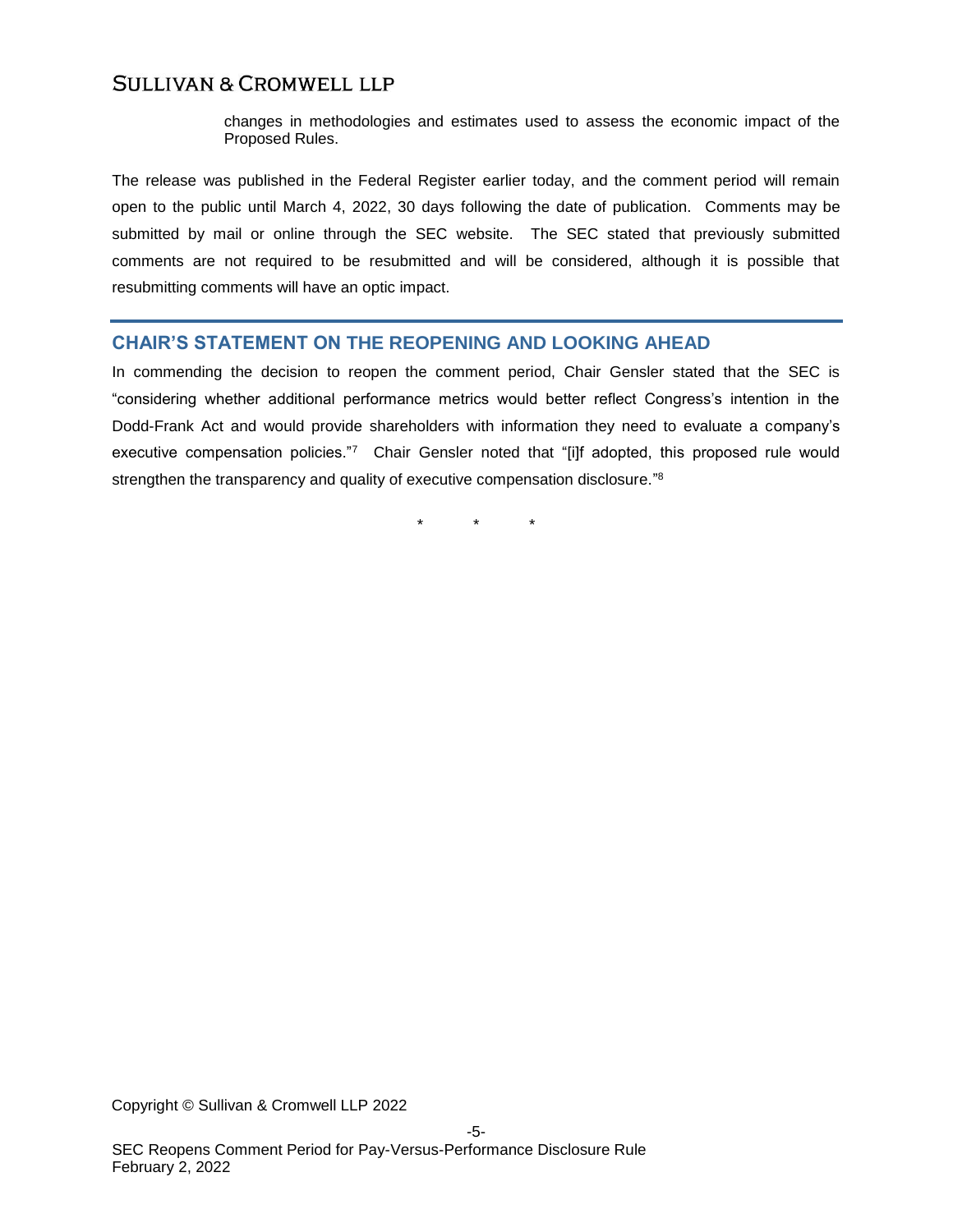changes in methodologies and estimates used to assess the economic impact of the Proposed Rules.

The release was published in the Federal Register earlier today, and the comment period will remain open to the public until March 4, 2022, 30 days following the date of publication. Comments may be submitted by mail or online through the SEC website. The SEC stated that previously submitted comments are not required to be resubmitted and will be considered, although it is possible that resubmitting comments will have an optic impact.

## CHAIR'S STATEMENT ON THE REOPENING AND LOOKING AHEAD

In commending the decision to reopen the comment period, Chair Gensler stated that the SEC is "considering whether additional performance metrics would better reflect Congress's intention in the Dodd-Frank Act and would provide shareholders with information they need to evaluate a company's executive compensation policies."[7] Chair Gensler noted that "[i]f adopted, this proposed rule would strengthen the transparency and quality of executive compensation disclosure."[8]

\* \* \*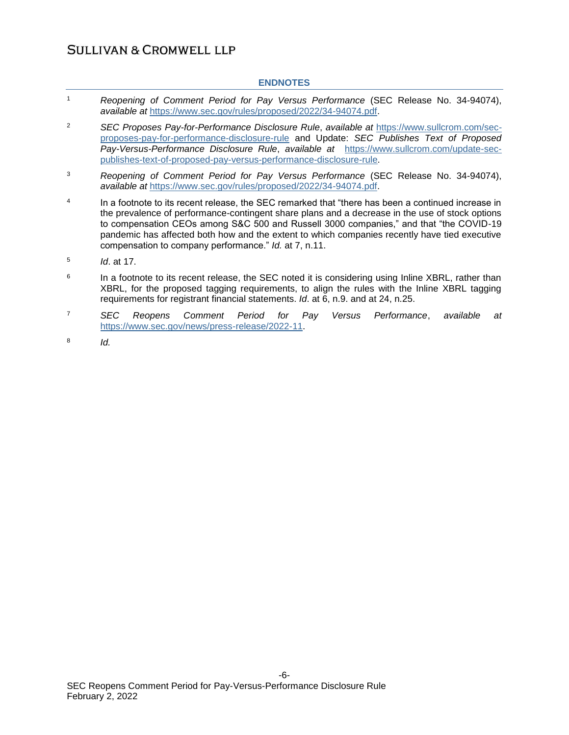## ENDNOTES

1. *Reopening of Comment Period for Pay Versus Performance* (SEC Release No. 34-94074), *available at* https://www.sec.gov/rules/proposed/2022/34-94074.pdf.

2. *SEC Proposes Pay-for-Performance Disclosure Rule*, *available at* https://www.sullcrom.com/sec-proposes-pay-for-performance-disclosure-rule and Update: *SEC Publishes Text of Proposed Pay-Versus-Performance Disclosure Rule*, *available at* https://www.sullcrom.com/update-sec-publishes-text-of-proposed-pay-versus-performance-disclosure-rule.

3. *Reopening of Comment Period for Pay Versus Performance* (SEC Release No. 34-94074), *available at* https://www.sec.gov/rules/proposed/2022/34-94074.pdf.

4. In a footnote to its recent release, the SEC remarked that "there has been a continued increase in the prevalence of performance-contingent share plans and a decrease in the use of stock options to compensation CEOs among S&C 500 and Russell 3000 companies," and that "the COVID-19 pandemic has affected both how and the extent to which companies recently have tied executive compensation to company performance." *Id.* at 7, n.11.

5. *Id*. at 17.

6. In a footnote to its recent release, the SEC noted it is considering using Inline XBRL, rather than XBRL, for the proposed tagging requirements, to align the rules with the Inline XBRL tagging requirements for registrant financial statements. *Id*. at 6, n.9. and at 24, n.25.

7. *SEC Reopens Comment Period for Pay Versus Performance*, *available at* https://www.sec.gov/news/press-release/2022-11.

8. *Id.*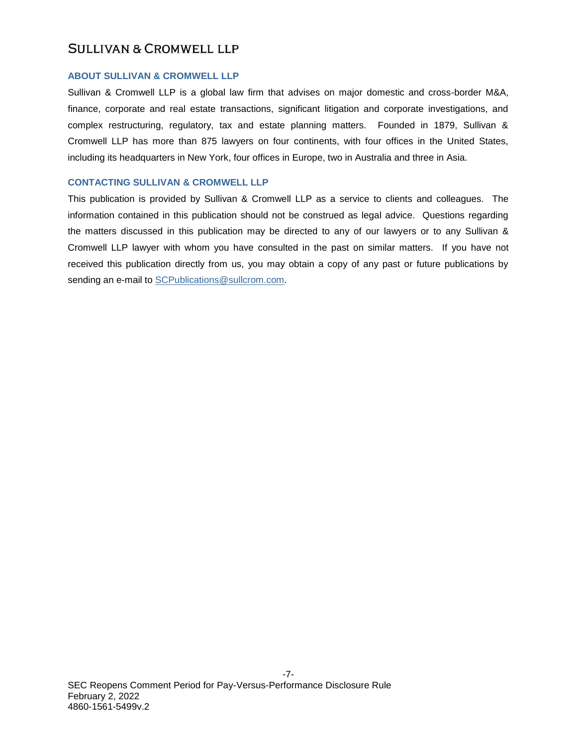## ABOUT SULLIVAN & CROMWELL LLP

Sullivan & Cromwell LLP is a global law firm that advises on major domestic and cross-border M&A, finance, corporate and real estate transactions, significant litigation and corporate investigations, and complex restructuring, regulatory, tax and estate planning matters. Founded in 1879, Sullivan & Cromwell LLP has more than 875 lawyers on four continents, with four offices in the United States, including its headquarters in New York, four offices in Europe, two in Australia and three in Asia.

## CONTACTING SULLIVAN & CROMWELL LLP

This publication is provided by Sullivan & Cromwell LLP as a service to clients and colleagues. The information contained in this publication should not be construed as legal advice. Questions regarding the matters discussed in this publication may be directed to any of our lawyers or to any Sullivan & Cromwell LLP lawyer with whom you have consulted in the past on similar matters. If you have not received this publication directly from us, you may obtain a copy of any past or future publications by sending an e-mail to SCPublications@sullcrom.com.